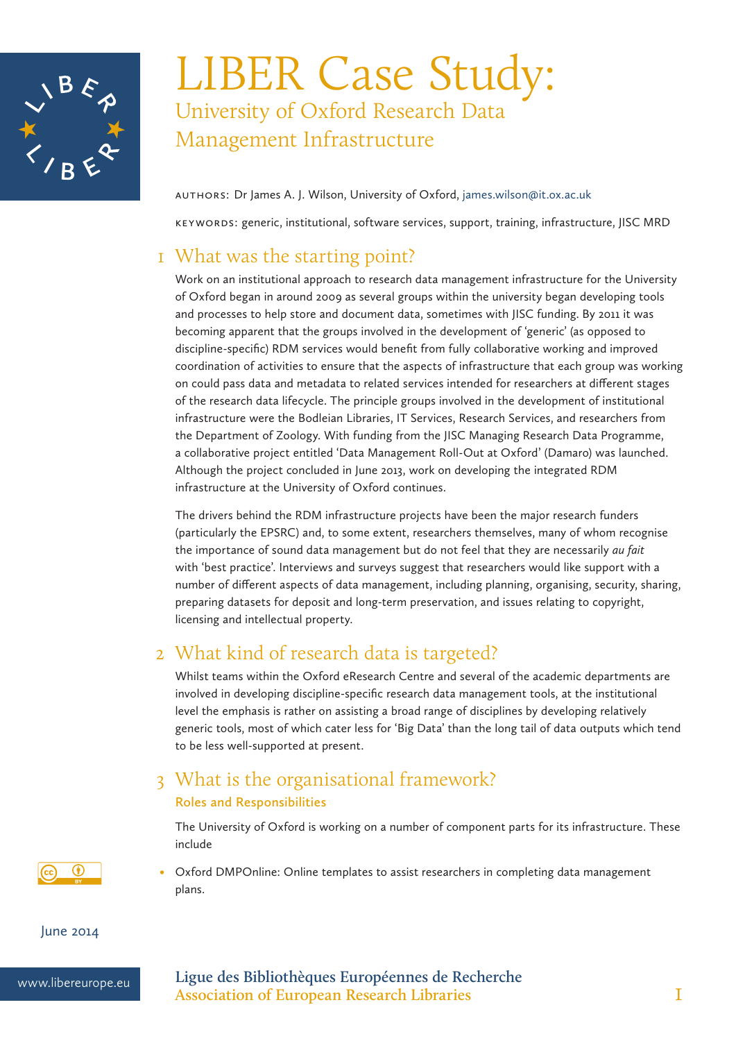# LIBER Case Study:

## University of Oxford Research Data Management Infrastructure

AUTHORS: Dr James A. J. Wilson, University of Oxford, james.wilson@it.ox.ac.uk

KEYWORDS: generic, institutional, software services, support, training, infrastructure, JISC MRD

## 1 What was the starting point?

Work on an institutional approach to research data management infrastructure for the University of Oxford began in around 2009 as several groups within the university began developing tools and processes to help store and document data, sometimes with JISC funding. By 2011 it was becoming apparent that the groups involved in the development of 'generic' (as opposed to discipline-specific) RDM services would benefit from fully collaborative working and improved coordination of activities to ensure that the aspects of infrastructure that each group was working on could pass data and metadata to related services intended for researchers at different stages of the research data lifecycle. The principle groups involved in the development of institutional infrastructure were the Bodleian Libraries, IT Services, Research Services, and researchers from the Department of Zoology. With funding from the JISC Managing Research Data Programme, a collaborative project entitled 'Data Management Roll-Out at Oxford' (Damaro) was launched. Although the project concluded in June 2013, work on developing the integrated RDM infrastructure at the University of Oxford continues.

The drivers behind the RDM infrastructure projects have been the major research funders (particularly the EPSRC) and, to some extent, researchers themselves, many of whom recognise the importance of sound data management but do not feel that they are necessarily *au fait* with 'best practice'. Interviews and surveys suggest that researchers would like support with a number of different aspects of data management, including planning, organising, security, sharing, preparing datasets for deposit and long-term preservation, and issues relating to copyright, licensing and intellectual property.

## 2 What kind of research data is targeted?

Whilst teams within the Oxford eResearch Centre and several of the academic departments are involved in developing discipline-specific research data management tools, at the institutional level the emphasis is rather on assisting a broad range of disciplines by developing relatively generic tools, most of which cater less for 'Big Data' than the long tail of data outputs which tend to be less well-supported at present.

## 3 What is the organisational framework?

### Roles and Responsibilities

The University of Oxford is working on a number of component parts for its infrastructure. These include

- Oxford DMPOnline: Online templates to assist researchers in completing data management plans.

June 2014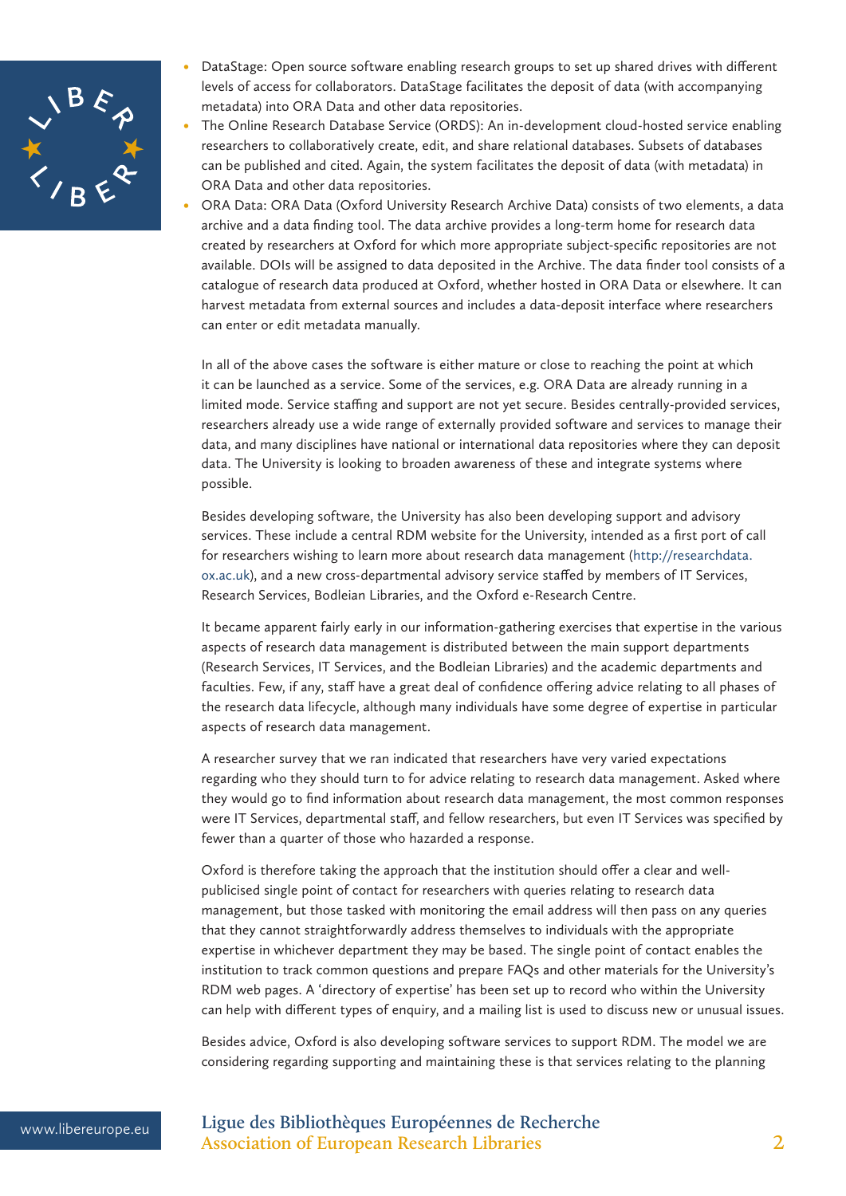- DataStage: Open source software enabling research groups to set up shared drives with different levels of access for collaborators. DataStage facilitates the deposit of data (with accompanying metadata) into ORA Data and other data repositories.
- The Online Research Database Service (ORDS): An in-development cloud-hosted service enabling researchers to collaboratively create, edit, and share relational databases. Subsets of databases can be published and cited. Again, the system facilitates the deposit of data (with metadata) in ORA Data and other data repositories.
- ORA Data: ORA Data (Oxford University Research Archive Data) consists of two elements, a data archive and a data finding tool. The data archive provides a long-term home for research data created by researchers at Oxford for which more appropriate subject-specific repositories are not available. DOIs will be assigned to data deposited in the Archive. The data finder tool consists of a catalogue of research data produced at Oxford, whether hosted in ORA Data or elsewhere. It can harvest metadata from external sources and includes a data-deposit interface where researchers can enter or edit metadata manually.

In all of the above cases the software is either mature or close to reaching the point at which it can be launched as a service. Some of the services, e.g. ORA Data are already running in a limited mode. Service staffing and support are not yet secure. Besides centrally-provided services, researchers already use a wide range of externally provided software and services to manage their data, and many disciplines have national or international data repositories where they can deposit data. The University is looking to broaden awareness of these and integrate systems where possible.

Besides developing software, the University has also been developing support and advisory services. These include a central RDM website for the University, intended as a first port of call for researchers wishing to learn more about research data management (http://researchdata.ox.ac.uk), and a new cross-departmental advisory service staffed by members of IT Services, Research Services, Bodleian Libraries, and the Oxford e-Research Centre.

It became apparent fairly early in our information-gathering exercises that expertise in the various aspects of research data management is distributed between the main support departments (Research Services, IT Services, and the Bodleian Libraries) and the academic departments and faculties. Few, if any, staff have a great deal of confidence offering advice relating to all phases of the research data lifecycle, although many individuals have some degree of expertise in particular aspects of research data management.

A researcher survey that we ran indicated that researchers have very varied expectations regarding who they should turn to for advice relating to research data management. Asked where they would go to find information about research data management, the most common responses were IT Services, departmental staff, and fellow researchers, but even IT Services was specified by fewer than a quarter of those who hazarded a response.

Oxford is therefore taking the approach that the institution should offer a clear and well-publicised single point of contact for researchers with queries relating to research data management, but those tasked with monitoring the email address will then pass on any queries that they cannot straightforwardly address themselves to individuals with the appropriate expertise in whichever department they may be based. The single point of contact enables the institution to track common questions and prepare FAQs and other materials for the University's RDM web pages. A 'directory of expertise' has been set up to record who within the University can help with different types of enquiry, and a mailing list is used to discuss new or unusual issues.

Besides advice, Oxford is also developing software services to support RDM. The model we are considering regarding supporting and maintaining these is that services relating to the planning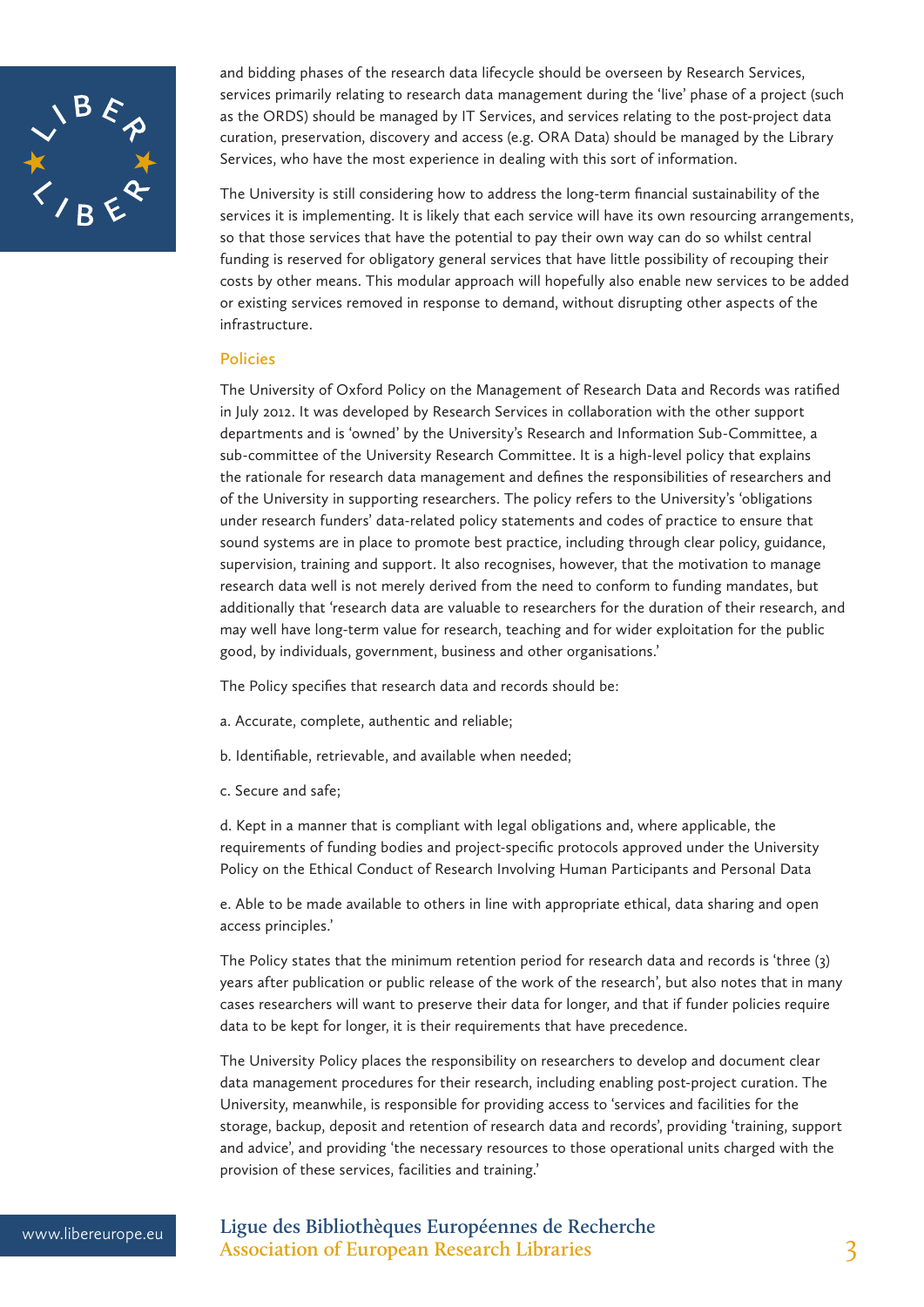and bidding phases of the research data lifecycle should be overseen by Research Services, services primarily relating to research data management during the 'live' phase of a project (such as the ORDS) should be managed by IT Services, and services relating to the post-project data curation, preservation, discovery and access (e.g. ORA Data) should be managed by the Library Services, who have the most experience in dealing with this sort of information.

The University is still considering how to address the long-term financial sustainability of the services it is implementing. It is likely that each service will have its own resourcing arrangements, so that those services that have the potential to pay their own way can do so whilst central funding is reserved for obligatory general services that have little possibility of recouping their costs by other means. This modular approach will hopefully also enable new services to be added or existing services removed in response to demand, without disrupting other aspects of the infrastructure.

## Policies

The University of Oxford Policy on the Management of Research Data and Records was ratified in July 2012. It was developed by Research Services in collaboration with the other support departments and is 'owned' by the University's Research and Information Sub-Committee, a sub-committee of the University Research Committee. It is a high-level policy that explains the rationale for research data management and defines the responsibilities of researchers and of the University in supporting researchers. The policy refers to the University's 'obligations under research funders' data-related policy statements and codes of practice to ensure that sound systems are in place to promote best practice, including through clear policy, guidance, supervision, training and support. It also recognises, however, that the motivation to manage research data well is not merely derived from the need to conform to funding mandates, but additionally that 'research data are valuable to researchers for the duration of their research, and may well have long-term value for research, teaching and for wider exploitation for the public good, by individuals, government, business and other organisations.'

The Policy specifies that research data and records should be:

a. Accurate, complete, authentic and reliable;

b. Identifiable, retrievable, and available when needed;

c. Secure and safe;

d. Kept in a manner that is compliant with legal obligations and, where applicable, the requirements of funding bodies and project-specific protocols approved under the University Policy on the Ethical Conduct of Research Involving Human Participants and Personal Data

e. Able to be made available to others in line with appropriate ethical, data sharing and open access principles.'

The Policy states that the minimum retention period for research data and records is 'three (3) years after publication or public release of the work of the research', but also notes that in many cases researchers will want to preserve their data for longer, and that if funder policies require data to be kept for longer, it is their requirements that have precedence.

The University Policy places the responsibility on researchers to develop and document clear data management procedures for their research, including enabling post-project curation. The University, meanwhile, is responsible for providing access to 'services and facilities for the storage, backup, deposit and retention of research data and records', providing 'training, support and advice', and providing 'the necessary resources to those operational units charged with the provision of these services, facilities and training.'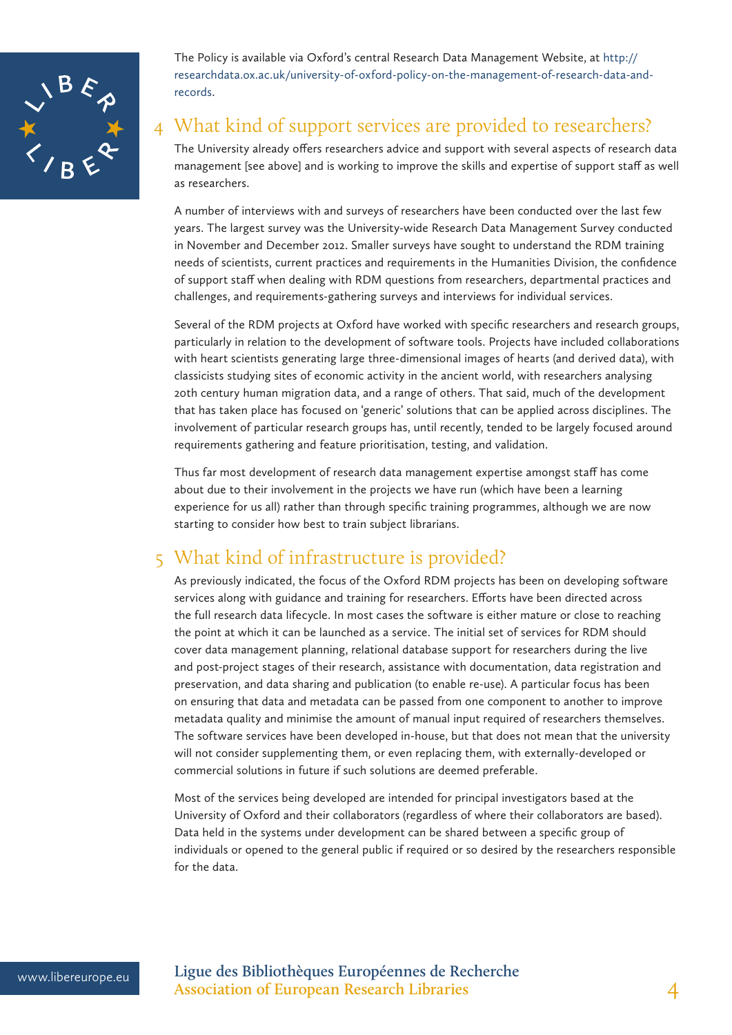The Policy is available via Oxford's central Research Data Management Website, at http://researchdata.ox.ac.uk/university-of-oxford-policy-on-the-management-of-research-data-and-records.

## 4 What kind of support services are provided to researchers?

The University already offers researchers advice and support with several aspects of research data management [see above] and is working to improve the skills and expertise of support staff as well as researchers.

A number of interviews with and surveys of researchers have been conducted over the last few years. The largest survey was the University-wide Research Data Management Survey conducted in November and December 2012. Smaller surveys have sought to understand the RDM training needs of scientists, current practices and requirements in the Humanities Division, the confidence of support staff when dealing with RDM questions from researchers, departmental practices and challenges, and requirements-gathering surveys and interviews for individual services.

Several of the RDM projects at Oxford have worked with specific researchers and research groups, particularly in relation to the development of software tools. Projects have included collaborations with heart scientists generating large three-dimensional images of hearts (and derived data), with classicists studying sites of economic activity in the ancient world, with researchers analysing 20th century human migration data, and a range of others. That said, much of the development that has taken place has focused on 'generic' solutions that can be applied across disciplines. The involvement of particular research groups has, until recently, tended to be largely focused around requirements gathering and feature prioritisation, testing, and validation.

Thus far most development of research data management expertise amongst staff has come about due to their involvement in the projects we have run (which have been a learning experience for us all) rather than through specific training programmes, although we are now starting to consider how best to train subject librarians.

## 5 What kind of infrastructure is provided?

As previously indicated, the focus of the Oxford RDM projects has been on developing software services along with guidance and training for researchers. Efforts have been directed across the full research data lifecycle. In most cases the software is either mature or close to reaching the point at which it can be launched as a service. The initial set of services for RDM should cover data management planning, relational database support for researchers during the live and post-project stages of their research, assistance with documentation, data registration and preservation, and data sharing and publication (to enable re-use). A particular focus has been on ensuring that data and metadata can be passed from one component to another to improve metadata quality and minimise the amount of manual input required of researchers themselves. The software services have been developed in-house, but that does not mean that the university will not consider supplementing them, or even replacing them, with externally-developed or commercial solutions in future if such solutions are deemed preferable.

Most of the services being developed are intended for principal investigators based at the University of Oxford and their collaborators (regardless of where their collaborators are based). Data held in the systems under development can be shared between a specific group of individuals or opened to the general public if required or so desired by the researchers responsible for the data.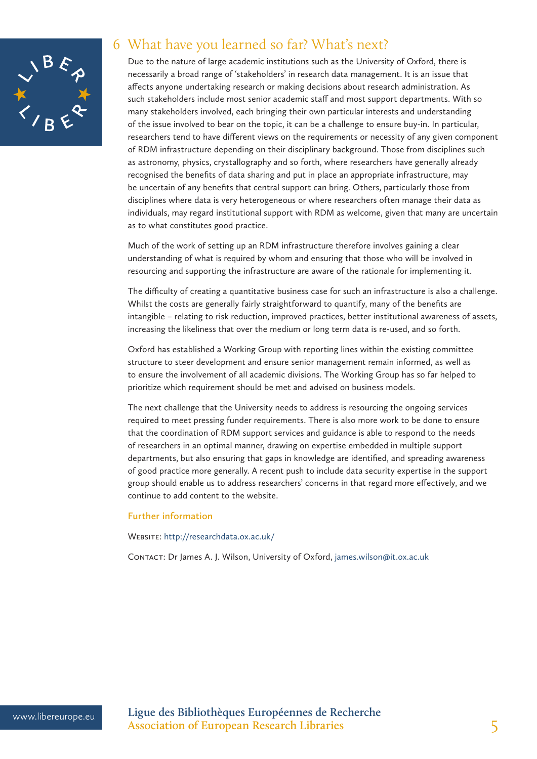## 6 What have you learned so far? What's next?

Due to the nature of large academic institutions such as the University of Oxford, there is necessarily a broad range of 'stakeholders' in research data management. It is an issue that affects anyone undertaking research or making decisions about research administration. As such stakeholders include most senior academic staff and most support departments. With so many stakeholders involved, each bringing their own particular interests and understanding of the issue involved to bear on the topic, it can be a challenge to ensure buy-in. In particular, researchers tend to have different views on the requirements or necessity of any given component of RDM infrastructure depending on their disciplinary background. Those from disciplines such as astronomy, physics, crystallography and so forth, where researchers have generally already recognised the benefits of data sharing and put in place an appropriate infrastructure, may be uncertain of any benefits that central support can bring. Others, particularly those from disciplines where data is very heterogeneous or where researchers often manage their data as individuals, may regard institutional support with RDM as welcome, given that many are uncertain as to what constitutes good practice.

Much of the work of setting up an RDM infrastructure therefore involves gaining a clear understanding of what is required by whom and ensuring that those who will be involved in resourcing and supporting the infrastructure are aware of the rationale for implementing it.

The difficulty of creating a quantitative business case for such an infrastructure is also a challenge. Whilst the costs are generally fairly straightforward to quantify, many of the benefits are intangible – relating to risk reduction, improved practices, better institutional awareness of assets, increasing the likeliness that over the medium or long term data is re-used, and so forth.

Oxford has established a Working Group with reporting lines within the existing committee structure to steer development and ensure senior management remain informed, as well as to ensure the involvement of all academic divisions. The Working Group has so far helped to prioritize which requirement should be met and advised on business models.

The next challenge that the University needs to address is resourcing the ongoing services required to meet pressing funder requirements. There is also more work to be done to ensure that the coordination of RDM support services and guidance is able to respond to the needs of researchers in an optimal manner, drawing on expertise embedded in multiple support departments, but also ensuring that gaps in knowledge are identified, and spreading awareness of good practice more generally. A recent push to include data security expertise in the support group should enable us to address researchers' concerns in that regard more effectively, and we continue to add content to the website.

### Further information

Website: http://researchdata.ox.ac.uk/

Contact: Dr James A. J. Wilson, University of Oxford, james.wilson@it.ox.ac.uk